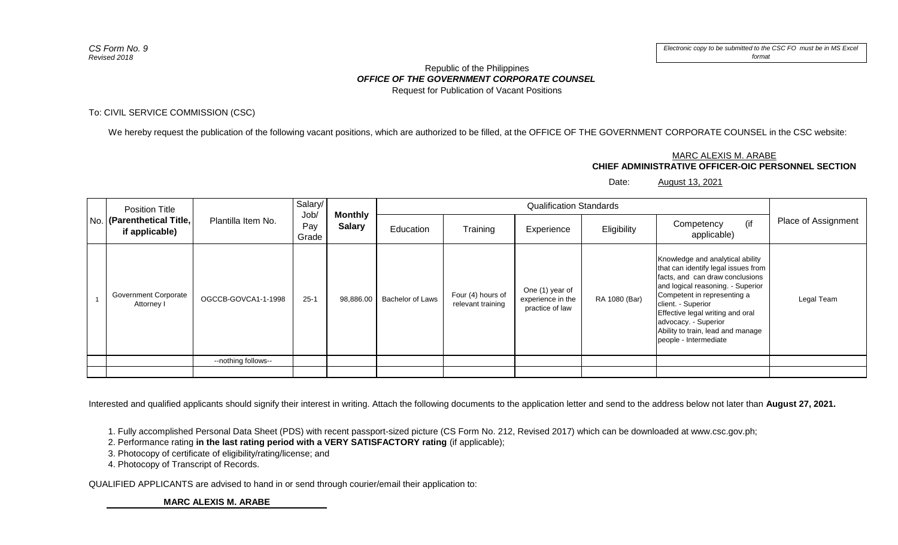*CS Form No. 9*
*Revised 2018*

*Electronic copy to be submitted to the CSC FO must be in MS Excel format*

Republic of the Philippines
***OFFICE OF THE GOVERNMENT CORPORATE COUNSEL***
Request for Publication of Vacant Positions

To: CIVIL SERVICE COMMISSION (CSC)

We hereby request the publication of the following vacant positions, which are authorized to be filled, at the OFFICE OF THE GOVERNMENT CORPORATE COUNSEL in the CSC website:

MARC ALEXIS M. ARABE
**CHIEF ADMINISTRATIVE OFFICER-OIC PERSONNEL SECTION**

Date: August 13, 2021

| No. | Position Title **(Parenthetical Title, if applicable)** | Plantilla Item No. | Salary/ Job/ Pay Grade | **Monthly Salary** | Qualification Standards | | | | | Place of Assignment |
|---|---|---|---|---|---|---|---|---|---|---|
| | | | | | Education | Training | Experience | Eligibility | Competency (if applicable) | |
| 1 | Government Corporate Attorney I | OGCCB-GOVCA1-1-1998 | 25-1 | 98,886.00 | Bachelor of Laws | Four (4) hours of relevant training | One (1) year of experience in the practice of law | RA 1080 (Bar) | Knowledge and analytical ability that can identify legal issues from facts, and can draw conclusions and logical reasoning. - Superior<br>Competent in representing a client. - Superior<br>Effective legal writing and oral advocacy. - Superior<br>Ability to train, lead and manage people - Intermediate | Legal Team |
| | | --nothing follows-- | | | | | | | | |
| | | | | | | | | | | |

Interested and qualified applicants should signify their interest in writing. Attach the following documents to the application letter and send to the address below not later than **August 27, 2021.**

1. Fully accomplished Personal Data Sheet (PDS) with recent passport-sized picture (CS Form No. 212, Revised 2017) which can be downloaded at www.csc.gov.ph;
2. Performance rating **in the last rating period with a VERY SATISFACTORY rating** (if applicable);
3. Photocopy of certificate of eligibility/rating/license; and
4. Photocopy of Transcript of Records.

QUALIFIED APPLICANTS are advised to hand in or send through courier/email their application to:

**MARC ALEXIS M. ARABE**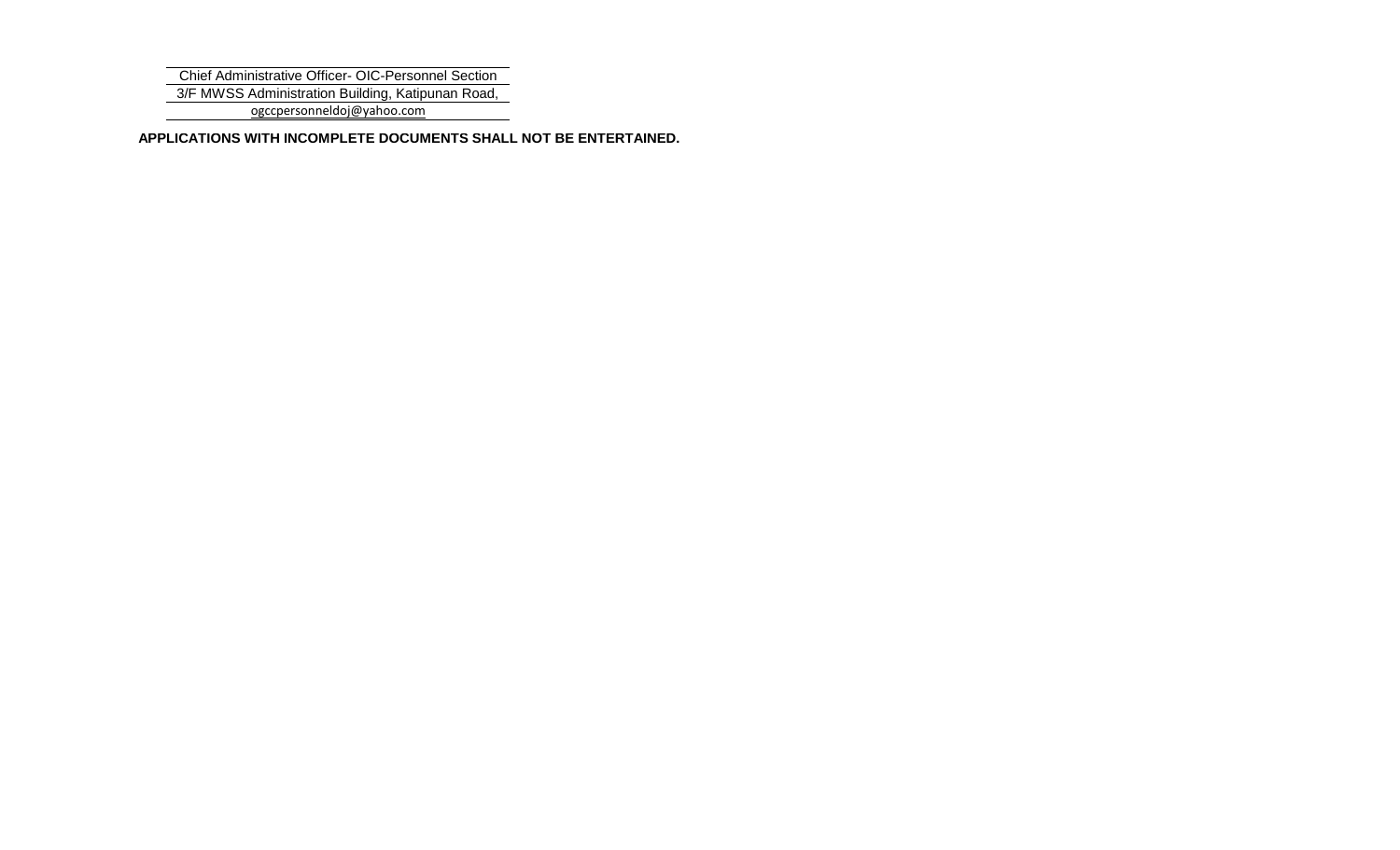Chief Administrative Officer- OIC-Personnel Section

3/F MWSS Administration Building, Katipunan Road,

ogccpersonneldoj@yahoo.com

**APPLICATIONS WITH INCOMPLETE DOCUMENTS SHALL NOT BE ENTERTAINED.**